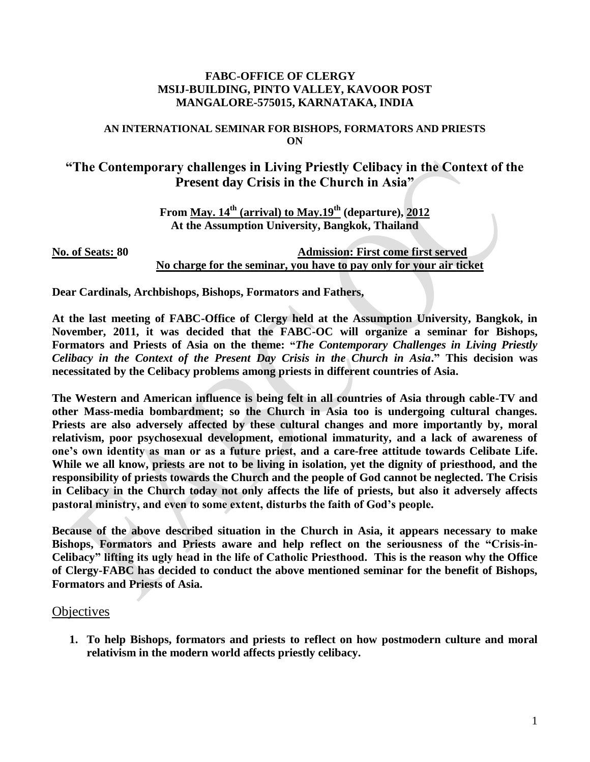**FABC-OFFICE OF CLERGY**
**MSIJ-BUILDING, PINTO VALLEY, KAVOOR POST**
**MANGALORE-575015, KARNATAKA, INDIA**

**AN INTERNATIONAL SEMINAR FOR BISHOPS, FORMATORS AND PRIESTS**
**ON**

# "The Contemporary challenges in Living Priestly Celibacy in the Context of the Present day Crisis in the Church in Asia"

**From May. 14th (arrival) to May.19th (departure), 2012**
**At the Assumption University, Bangkok, Thailand**

**No. of Seats: 80** **Admission: First come first served**
**No charge for the seminar, you have to pay only for your air ticket**

**Dear Cardinals, Archbishops, Bishops, Formators and Fathers,**

**At the last meeting of FABC-Office of Clergy held at the Assumption University, Bangkok, in November, 2011, it was decided that the FABC-OC will organize a seminar for Bishops, Formators and Priests of Asia on the theme: "*The Contemporary Challenges in Living Priestly Celibacy in the Context of the Present Day Crisis in the Church in Asia*." This decision was necessitated by the Celibacy problems among priests in different countries of Asia.**

**The Western and American influence is being felt in all countries of Asia through cable-TV and other Mass-media bombardment; so the Church in Asia too is undergoing cultural changes. Priests are also adversely affected by these cultural changes and more importantly by, moral relativism, poor psychosexual development, emotional immaturity, and a lack of awareness of one's own identity as man or as a future priest, and a care-free attitude towards Celibate Life. While we all know, priests are not to be living in isolation, yet the dignity of priesthood, and the responsibility of priests towards the Church and the people of God cannot be neglected. The Crisis in Celibacy in the Church today not only affects the life of priests, but also it adversely affects pastoral ministry, and even to some extent, disturbs the faith of God's people.**

**Because of the above described situation in the Church in Asia, it appears necessary to make Bishops, Formators and Priests aware and help reflect on the seriousness of the "Crisis-in-Celibacy" lifting its ugly head in the life of Catholic Priesthood. This is the reason why the Office of Clergy-FABC has decided to conduct the above mentioned seminar for the benefit of Bishops, Formators and Priests of Asia.**

## Objectives

1. **To help Bishops, formators and priests to reflect on how postmodern culture and moral relativism in the modern world affects priestly celibacy.**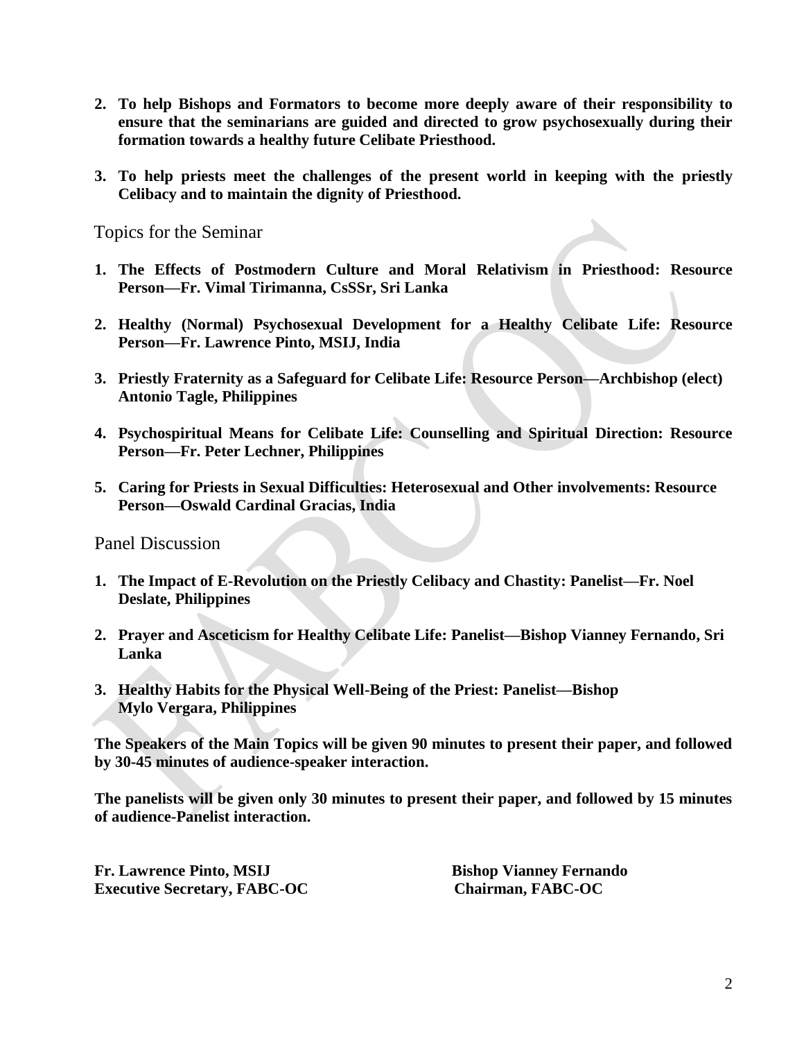2. **To help Bishops and Formators to become more deeply aware of their responsibility to ensure that the seminarians are guided and directed to grow psychosexually during their formation towards a healthy future Celibate Priesthood.**

3. **To help priests meet the challenges of the present world in keeping with the priestly Celibacy and to maintain the dignity of Priesthood.**

## Topics for the Seminar

1. **The Effects of Postmodern Culture and Moral Relativism in Priesthood: Resource Person—Fr. Vimal Tirimanna, CsSSr, Sri Lanka**

2. **Healthy (Normal) Psychosexual Development for a Healthy Celibate Life: Resource Person—Fr. Lawrence Pinto, MSIJ, India**

3. **Priestly Fraternity as a Safeguard for Celibate Life: Resource Person—Archbishop (elect) Antonio Tagle, Philippines**

4. **Psychospiritual Means for Celibate Life: Counselling and Spiritual Direction: Resource Person—Fr. Peter Lechner, Philippines**

5. **Caring for Priests in Sexual Difficulties: Heterosexual and Other involvements: Resource Person—Oswald Cardinal Gracias, India**

## Panel Discussion

1. **The Impact of E-Revolution on the Priestly Celibacy and Chastity: Panelist—Fr. Noel Deslate, Philippines**

2. **Prayer and Asceticism for Healthy Celibate Life: Panelist—Bishop Vianney Fernando, Sri Lanka**

3. **Healthy Habits for the Physical Well-Being of the Priest: Panelist—Bishop Mylo Vergara, Philippines**

**The Speakers of the Main Topics will be given 90 minutes to present their paper, and followed by 30-45 minutes of audience-speaker interaction.**

**The panelists will be given only 30 minutes to present their paper, and followed by 15 minutes of audience-Panelist interaction.**

**Fr. Lawrence Pinto, MSIJ**
**Executive Secretary, FABC-OC**

**Bishop Vianney Fernando**
**Chairman, FABC-OC**